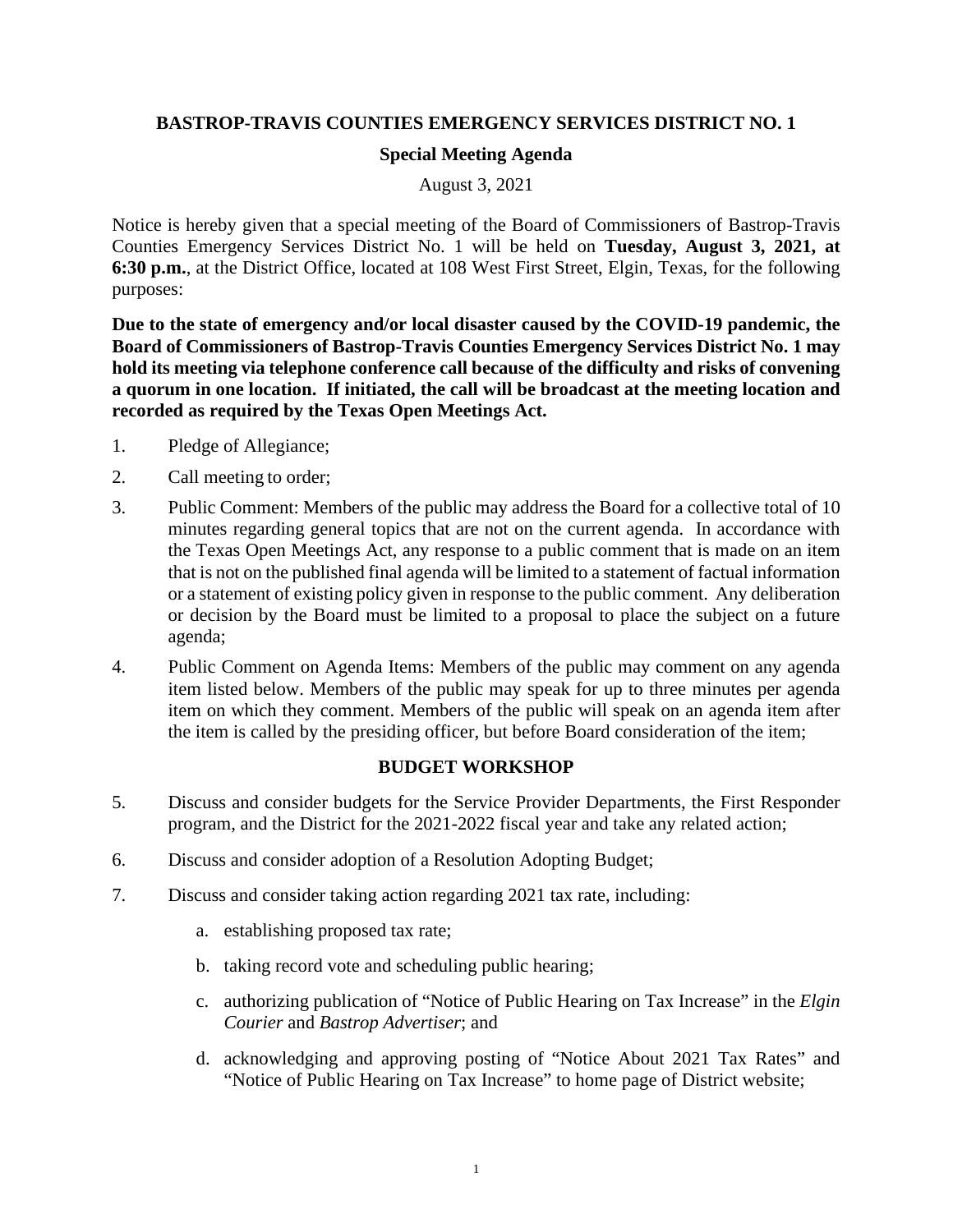## BASTROP-TRAVIS COUNTIES EMERGENCY SERVICES DISTRICT NO. 1

### Special Meeting Agenda

August 3, 2021

Notice is hereby given that a special meeting of the Board of Commissioners of Bastrop-Travis Counties Emergency Services District No. 1 will be held on **Tuesday, August 3, 2021, at 6:30 p.m.**, at the District Office, located at 108 West First Street, Elgin, Texas, for the following purposes:

**Due to the state of emergency and/or local disaster caused by the COVID-19 pandemic, the Board of Commissioners of Bastrop-Travis Counties Emergency Services District No. 1 may hold its meeting via telephone conference call because of the difficulty and risks of convening a quorum in one location. If initiated, the call will be broadcast at the meeting location and recorded as required by the Texas Open Meetings Act.**

1. Pledge of Allegiance;
2. Call meeting to order;
3. Public Comment: Members of the public may address the Board for a collective total of 10 minutes regarding general topics that are not on the current agenda. In accordance with the Texas Open Meetings Act, any response to a public comment that is made on an item that is not on the published final agenda will be limited to a statement of factual information or a statement of existing policy given in response to the public comment. Any deliberation or decision by the Board must be limited to a proposal to place the subject on a future agenda;
4. Public Comment on Agenda Items: Members of the public may comment on any agenda item listed below. Members of the public may speak for up to three minutes per agenda item on which they comment. Members of the public will speak on an agenda item after the item is called by the presiding officer, but before Board consideration of the item;

### BUDGET WORKSHOP

5. Discuss and consider budgets for the Service Provider Departments, the First Responder program, and the District for the 2021-2022 fiscal year and take any related action;
6. Discuss and consider adoption of a Resolution Adopting Budget;
7. Discuss and consider taking action regarding 2021 tax rate, including:
   a. establishing proposed tax rate;
   b. taking record vote and scheduling public hearing;
   c. authorizing publication of "Notice of Public Hearing on Tax Increase" in the *Elgin Courier* and *Bastrop Advertiser*; and
   d. acknowledging and approving posting of "Notice About 2021 Tax Rates" and "Notice of Public Hearing on Tax Increase" to home page of District website;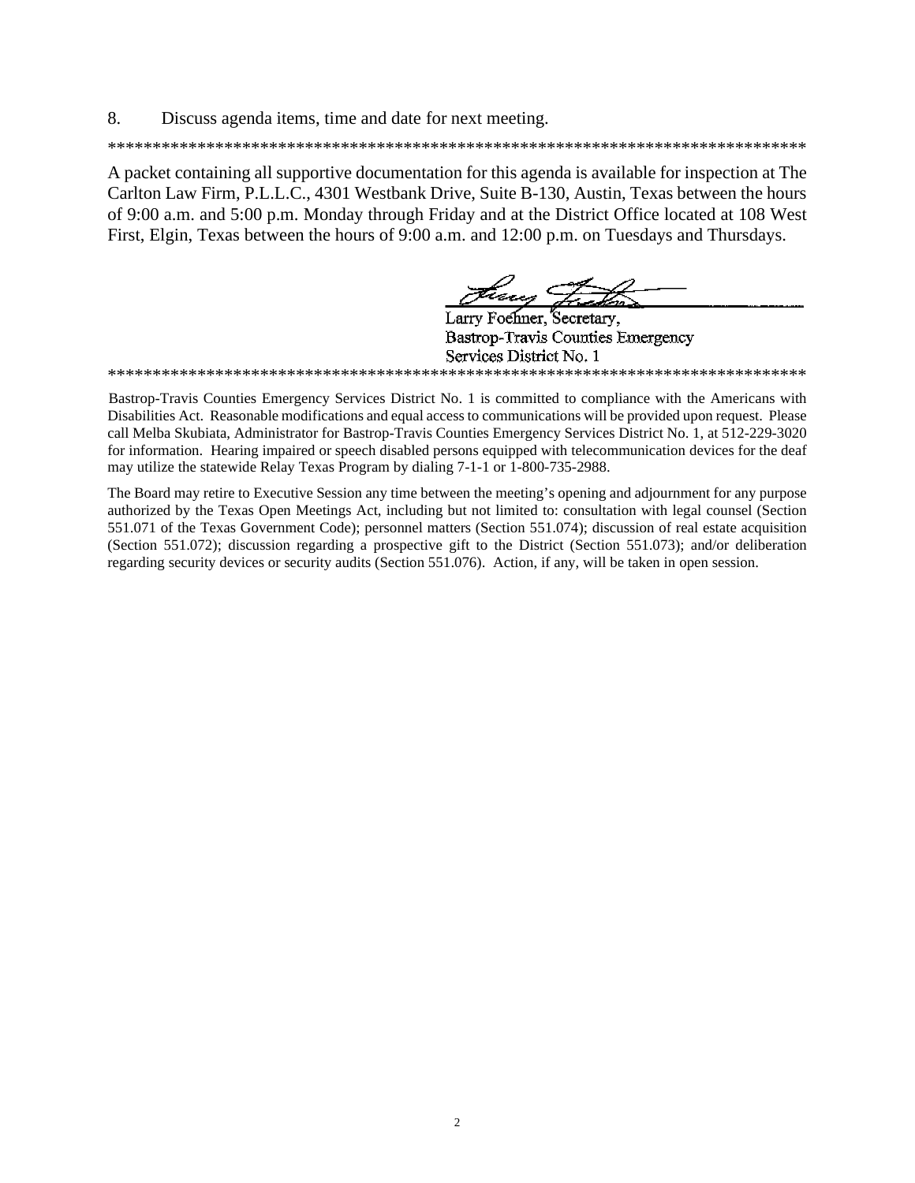8. Discuss agenda items, time and date for next meeting.

*******************************************************************************

A packet containing all supportive documentation for this agenda is available for inspection at The Carlton Law Firm, P.L.L.C., 4301 Westbank Drive, Suite B-130, Austin, Texas between the hours of 9:00 a.m. and 5:00 p.m. Monday through Friday and at the District Office located at 108 West First, Elgin, Texas between the hours of 9:00 a.m. and 12:00 p.m. on Tuesdays and Thursdays.

Larry Foehner, Secretary,
Bastrop-Travis Counties Emergency
Services District No. 1

*******************************************************************************

Bastrop-Travis Counties Emergency Services District No. 1 is committed to compliance with the Americans with Disabilities Act. Reasonable modifications and equal access to communications will be provided upon request. Please call Melba Skubiata, Administrator for Bastrop-Travis Counties Emergency Services District No. 1, at 512-229-3020 for information. Hearing impaired or speech disabled persons equipped with telecommunication devices for the deaf may utilize the statewide Relay Texas Program by dialing 7-1-1 or 1-800-735-2988.

The Board may retire to Executive Session any time between the meeting's opening and adjournment for any purpose authorized by the Texas Open Meetings Act, including but not limited to: consultation with legal counsel (Section 551.071 of the Texas Government Code); personnel matters (Section 551.074); discussion of real estate acquisition (Section 551.072); discussion regarding a prospective gift to the District (Section 551.073); and/or deliberation regarding security devices or security audits (Section 551.076). Action, if any, will be taken in open session.